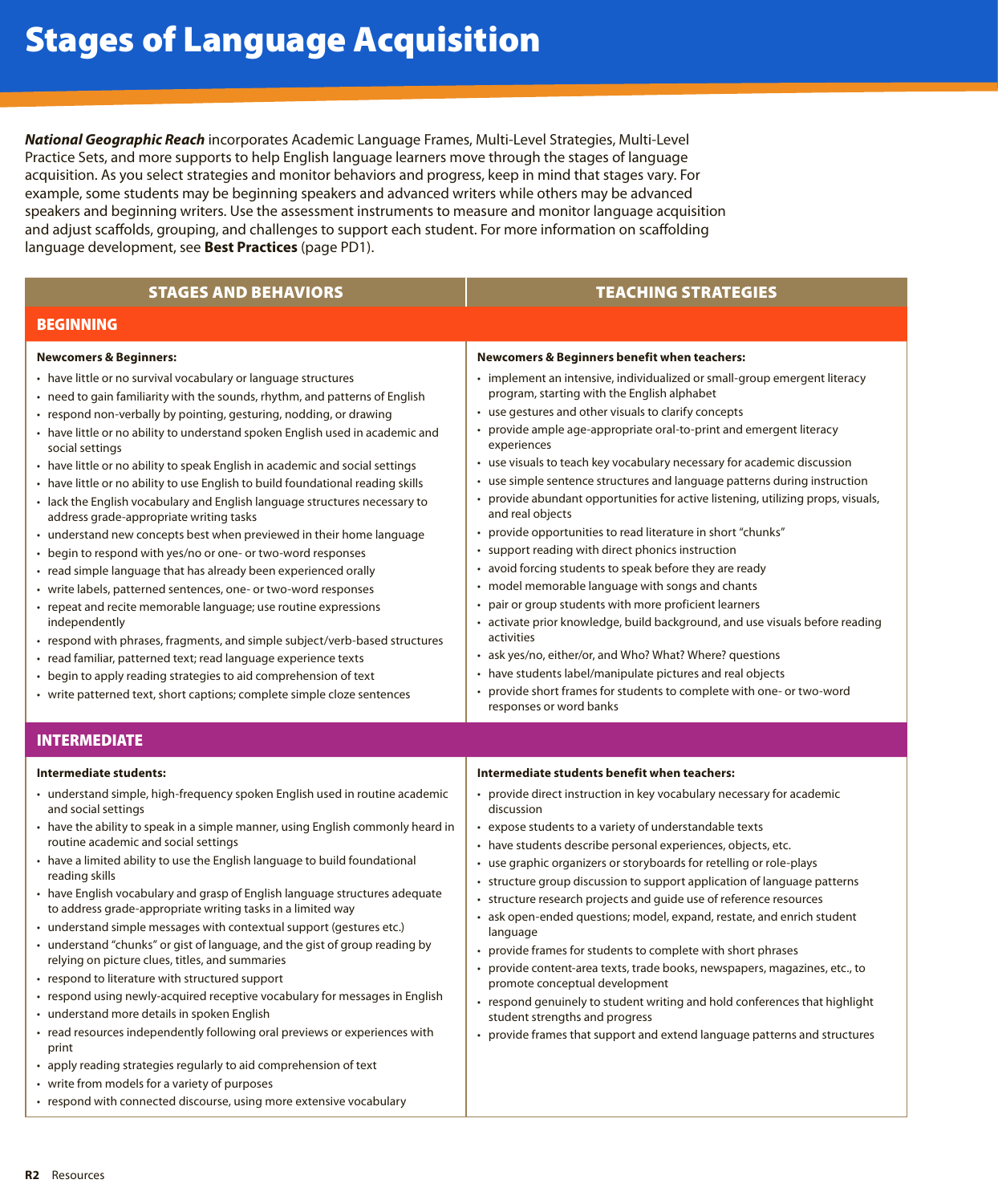# Stages of Language Acquisition

***National Geographic Reach*** incorporates Academic Language Frames, Multi-Level Strategies, Multi-Level Practice Sets, and more supports to help English language learners move through the stages of language acquisition. As you select strategies and monitor behaviors and progress, keep in mind that stages vary. For example, some students may be beginning speakers and advanced writers while others may be advanced speakers and beginning writers. Use the assessment instruments to measure and monitor language acquisition and adjust scaffolds, grouping, and challenges to support each student. For more information on scaffolding language development, see **Best Practices** (page PD1).

| STAGES AND BEHAVIORS | TEACHING STRATEGIES |
|---|---|
| **BEGINNING** | |
| **Newcomers & Beginners:**<br>• have little or no survival vocabulary or language structures<br>• need to gain familiarity with the sounds, rhythm, and patterns of English<br>• respond non-verbally by pointing, gesturing, nodding, or drawing<br>• have little or no ability to understand spoken English used in academic and social settings<br>• have little or no ability to speak English in academic and social settings<br>• have little or no ability to use English to build foundational reading skills<br>• lack the English vocabulary and English language structures necessary to address grade-appropriate writing tasks<br>• understand new concepts best when previewed in their home language<br>• begin to respond with yes/no or one- or two-word responses<br>• read simple language that has already been experienced orally<br>• write labels, patterned sentences, one- or two-word responses<br>• repeat and recite memorable language; use routine expressions independently<br>• respond with phrases, fragments, and simple subject/verb-based structures<br>• read familiar, patterned text; read language experience texts<br>• begin to apply reading strategies to aid comprehension of text<br>• write patterned text, short captions; complete simple cloze sentences | **Newcomers & Beginners benefit when teachers:**<br>• implement an intensive, individualized or small-group emergent literacy program, starting with the English alphabet<br>• use gestures and other visuals to clarify concepts<br>• provide ample age-appropriate oral-to-print and emergent literacy experiences<br>• use visuals to teach key vocabulary necessary for academic discussion<br>• use simple sentence structures and language patterns during instruction<br>• provide abundant opportunities for active listening, utilizing props, visuals, and real objects<br>• provide opportunities to read literature in short "chunks"<br>• support reading with direct phonics instruction<br>• avoid forcing students to speak before they are ready<br>• model memorable language with songs and chants<br>• pair or group students with more proficient learners<br>• activate prior knowledge, build background, and use visuals before reading activities<br>• ask yes/no, either/or, and Who? What? Where? questions<br>• have students label/manipulate pictures and real objects<br>• provide short frames for students to complete with one- or two-word responses or word banks |
| **INTERMEDIATE** | |
| **Intermediate students:**<br>• understand simple, high-frequency spoken English used in routine academic and social settings<br>• have the ability to speak in a simple manner, using English commonly heard in routine academic and social settings<br>• have a limited ability to use the English language to build foundational reading skills<br>• have English vocabulary and grasp of English language structures adequate to address grade-appropriate writing tasks in a limited way<br>• understand simple messages with contextual support (gestures etc.)<br>• understand "chunks" or gist of language, and the gist of group reading by relying on picture clues, titles, and summaries<br>• respond to literature with structured support<br>• respond using newly-acquired receptive vocabulary for messages in English<br>• understand more details in spoken English<br>• read resources independently following oral previews or experiences with print<br>• apply reading strategies regularly to aid comprehension of text<br>• write from models for a variety of purposes<br>• respond with connected discourse, using more extensive vocabulary | **Intermediate students benefit when teachers:**<br>• provide direct instruction in key vocabulary necessary for academic discussion<br>• expose students to a variety of understandable texts<br>• have students describe personal experiences, objects, etc.<br>• use graphic organizers or storyboards for retelling or role-plays<br>• structure group discussion to support application of language patterns<br>• structure research projects and guide use of reference resources<br>• ask open-ended questions; model, expand, restate, and enrich student language<br>• provide frames for students to complete with short phrases<br>• provide content-area texts, trade books, newspapers, magazines, etc., to promote conceptual development<br>• respond genuinely to student writing and hold conferences that highlight student strengths and progress<br>• provide frames that support and extend language patterns and structures |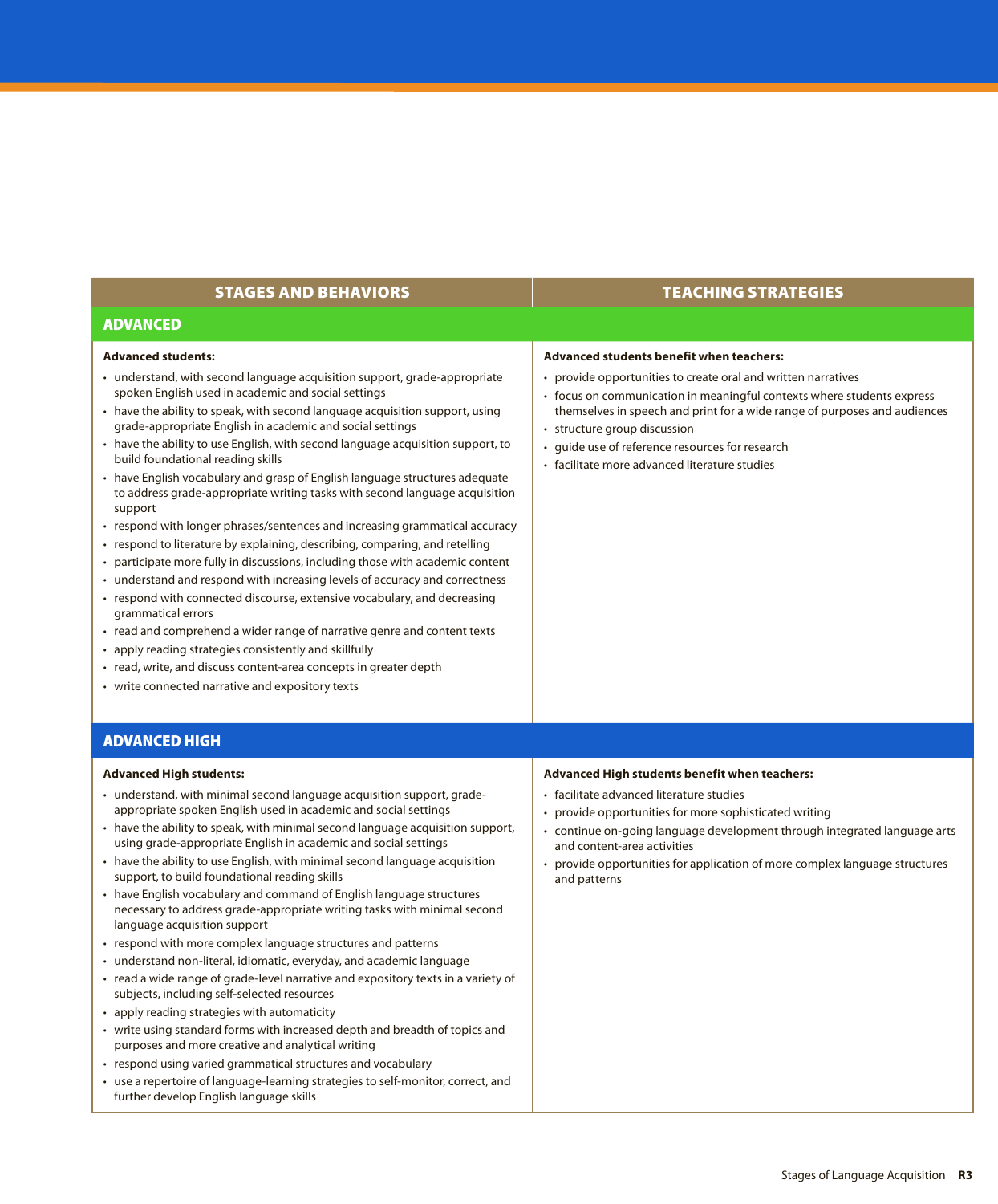| STAGES AND BEHAVIORS | TEACHING STRATEGIES |
| --- | --- |
| **ADVANCED** | |
| **Advanced students:**<br>• understand, with second language acquisition support, grade-appropriate spoken English used in academic and social settings<br>• have the ability to speak, with second language acquisition support, using grade-appropriate English in academic and social settings<br>• have the ability to use English, with second language acquisition support, to build foundational reading skills<br>• have English vocabulary and grasp of English language structures adequate to address grade-appropriate writing tasks with second language acquisition support<br>• respond with longer phrases/sentences and increasing grammatical accuracy<br>• respond to literature by explaining, describing, comparing, and retelling<br>• participate more fully in discussions, including those with academic content<br>• understand and respond with increasing levels of accuracy and correctness<br>• respond with connected discourse, extensive vocabulary, and decreasing grammatical errors<br>• read and comprehend a wider range of narrative genre and content texts<br>• apply reading strategies consistently and skillfully<br>• read, write, and discuss content-area concepts in greater depth<br>• write connected narrative and expository texts | **Advanced students benefit when teachers:**<br>• provide opportunities to create oral and written narratives<br>• focus on communication in meaningful contexts where students express themselves in speech and print for a wide range of purposes and audiences<br>• structure group discussion<br>• guide use of reference resources for research<br>• facilitate more advanced literature studies |
| **ADVANCED HIGH** | |
| **Advanced High students:**<br>• understand, with minimal second language acquisition support, grade-appropriate spoken English used in academic and social settings<br>• have the ability to speak, with minimal second language acquisition support, using grade-appropriate English in academic and social settings<br>• have the ability to use English, with minimal second language acquisition support, to build foundational reading skills<br>• have English vocabulary and command of English language structures necessary to address grade-appropriate writing tasks with minimal second language acquisition support<br>• respond with more complex language structures and patterns<br>• understand non-literal, idiomatic, everyday, and academic language<br>• read a wide range of grade-level narrative and expository texts in a variety of subjects, including self-selected resources<br>• apply reading strategies with automaticity<br>• write using standard forms with increased depth and breadth of topics and purposes and more creative and analytical writing<br>• respond using varied grammatical structures and vocabulary<br>• use a repertoire of language-learning strategies to self-monitor, correct, and further develop English language skills | **Advanced High students benefit when teachers:**<br>• facilitate advanced literature studies<br>• provide opportunities for more sophisticated writing<br>• continue on-going language development through integrated language arts and content-area activities<br>• provide opportunities for application of more complex language structures and patterns |